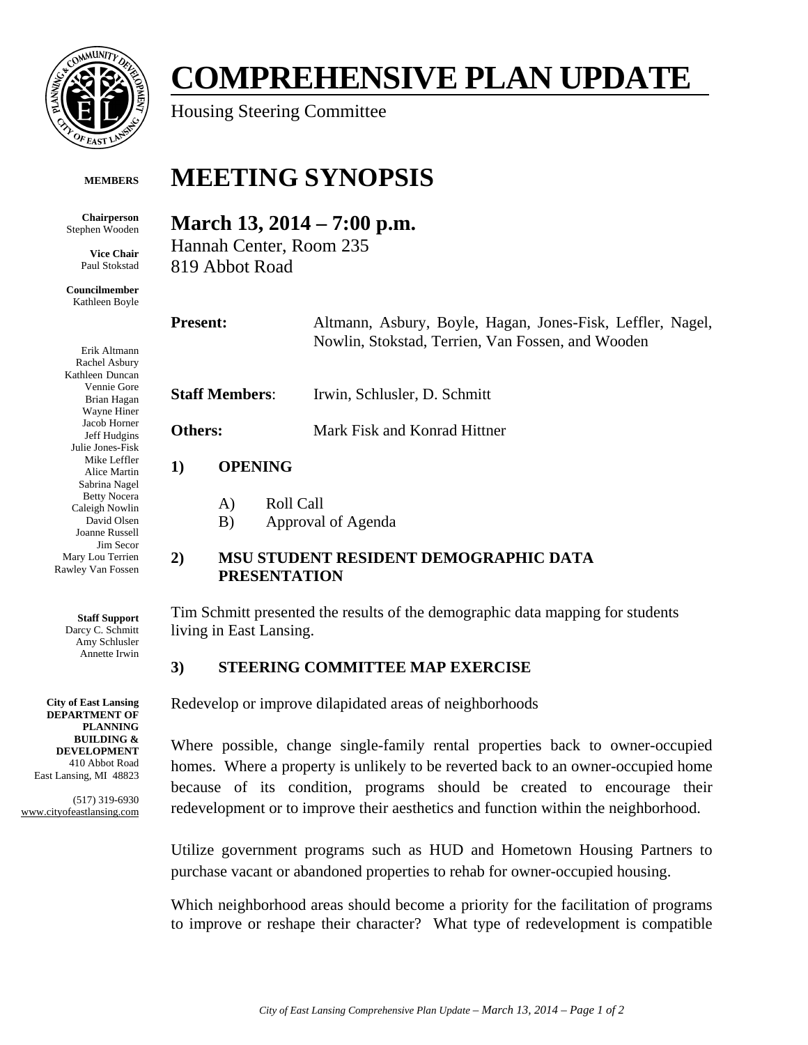# COMPREHENSIVE PLAN UPDATE

Housing Steering Committee

**MEMBERS**

**Chairperson**
Stephen Wooden

**Vice Chair**
Paul Stokstad

**Councilmember**
Kathleen Boyle

Erik Altmann
Rachel Asbury
Kathleen Duncan
Vennie Gore
Brian Hagan
Wayne Hiner
Jacob Horner
Jeff Hudgins
Julie Jones-Fisk
Mike Leffler
Alice Martin
Sabrina Nagel
Betty Nocera
Caleigh Nowlin
David Olsen
Joanne Russell
Jim Secor
Mary Lou Terrien
Rawley Van Fossen

**Staff Support**
Darcy C. Schmitt
Amy Schlusler
Annette Irwin

**City of East Lansing**
**DEPARTMENT OF PLANNING BUILDING & DEVELOPMENT**
410 Abbot Road
East Lansing, MI 48823

(517) 319-6930
www.cityofeastlansing.com

# MEETING SYNOPSIS

## March 13, 2014 – 7:00 p.m.

Hannah Center, Room 235
819 Abbot Road

**Present:** Altmann, Asbury, Boyle, Hagan, Jones-Fisk, Leffler, Nagel, Nowlin, Stokstad, Terrien, Van Fossen, and Wooden

**Staff Members**: Irwin, Schlusler, D. Schmitt

**Others:** Mark Fisk and Konrad Hittner

### 1) OPENING

A) Roll Call
B) Approval of Agenda

### 2) MSU STUDENT RESIDENT DEMOGRAPHIC DATA PRESENTATION

Tim Schmitt presented the results of the demographic data mapping for students living in East Lansing.

### 3) STEERING COMMITTEE MAP EXERCISE

Redevelop or improve dilapidated areas of neighborhoods

Where possible, change single-family rental properties back to owner-occupied homes. Where a property is unlikely to be reverted back to an owner-occupied home because of its condition, programs should be created to encourage their redevelopment or to improve their aesthetics and function within the neighborhood.

Utilize government programs such as HUD and Hometown Housing Partners to purchase vacant or abandoned properties to rehab for owner-occupied housing.

Which neighborhood areas should become a priority for the facilitation of programs to improve or reshape their character? What type of redevelopment is compatible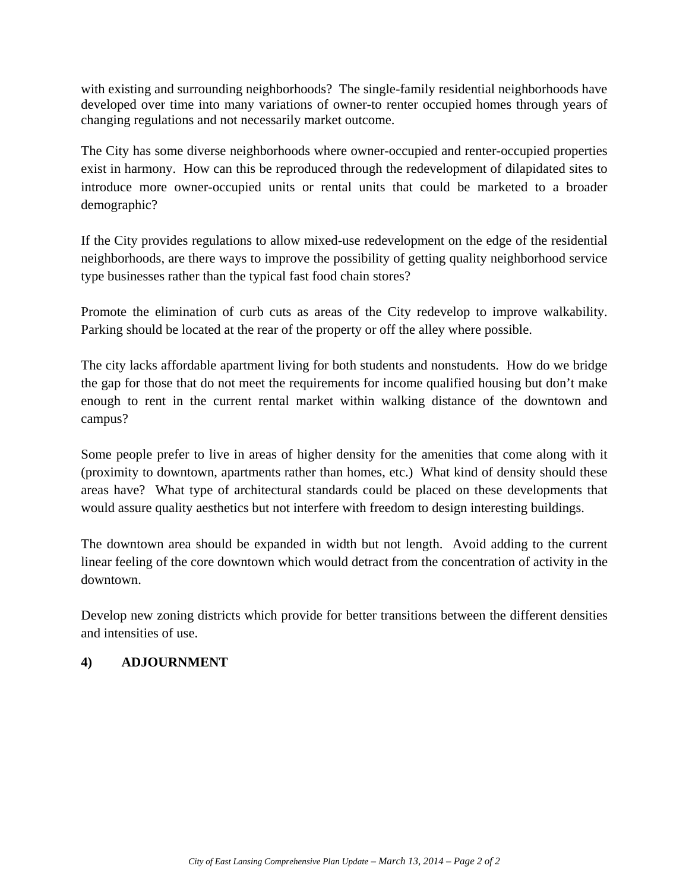with existing and surrounding neighborhoods? The single-family residential neighborhoods have developed over time into many variations of owner-to renter occupied homes through years of changing regulations and not necessarily market outcome.

The City has some diverse neighborhoods where owner-occupied and renter-occupied properties exist in harmony. How can this be reproduced through the redevelopment of dilapidated sites to introduce more owner-occupied units or rental units that could be marketed to a broader demographic?

If the City provides regulations to allow mixed-use redevelopment on the edge of the residential neighborhoods, are there ways to improve the possibility of getting quality neighborhood service type businesses rather than the typical fast food chain stores?

Promote the elimination of curb cuts as areas of the City redevelop to improve walkability. Parking should be located at the rear of the property or off the alley where possible.

The city lacks affordable apartment living for both students and nonstudents. How do we bridge the gap for those that do not meet the requirements for income qualified housing but don't make enough to rent in the current rental market within walking distance of the downtown and campus?

Some people prefer to live in areas of higher density for the amenities that come along with it (proximity to downtown, apartments rather than homes, etc.) What kind of density should these areas have? What type of architectural standards could be placed on these developments that would assure quality aesthetics but not interfere with freedom to design interesting buildings.

The downtown area should be expanded in width but not length. Avoid adding to the current linear feeling of the core downtown which would detract from the concentration of activity in the downtown.

Develop new zoning districts which provide for better transitions between the different densities and intensities of use.

**4) ADJOURNMENT**